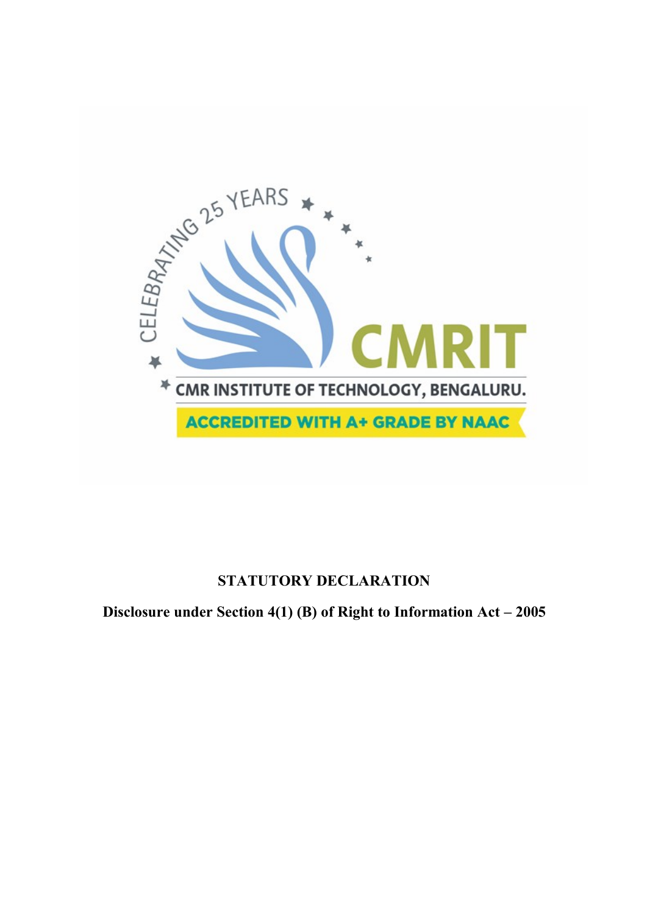CELEBRATING 25 YEARS

CMRIT

CMR INSTITUTE OF TECHNOLOGY, BENGALURU.

ACCREDITED WITH A+ GRADE BY NAAC

# STATUTORY DECLARATION

## Disclosure under Section 4(1) (B) of Right to Information Act – 2005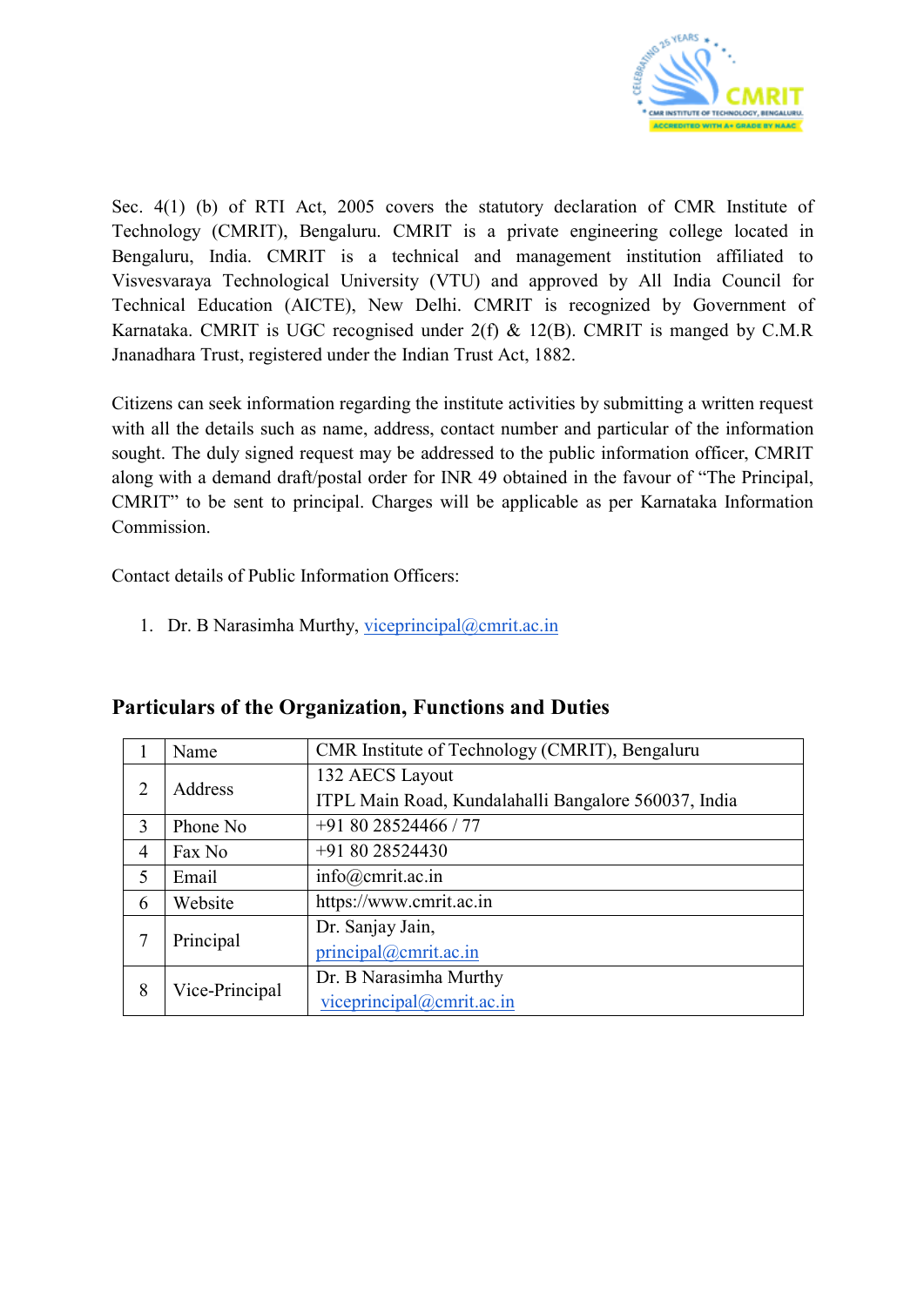Sec. 4(1) (b) of RTI Act, 2005 covers the statutory declaration of CMR Institute of Technology (CMRIT), Bengaluru. CMRIT is a private engineering college located in Bengaluru, India. CMRIT is a technical and management institution affiliated to Visvesvaraya Technological University (VTU) and approved by All India Council for Technical Education (AICTE), New Delhi. CMRIT is recognized by Government of Karnataka. CMRIT is UGC recognised under 2(f) & 12(B). CMRIT is manged by C.M.R Jnanadhara Trust, registered under the Indian Trust Act, 1882.

Citizens can seek information regarding the institute activities by submitting a written request with all the details such as name, address, contact number and particular of the information sought. The duly signed request may be addressed to the public information officer, CMRIT along with a demand draft/postal order for INR 49 obtained in the favour of "The Principal, CMRIT" to be sent to principal. Charges will be applicable as per Karnataka Information Commission.

Contact details of Public Information Officers:

1. Dr. B Narasimha Murthy, vice­principal@cmrit.ac.in

## Particulars of the Organization, Functions and Duties

| | | |
|---|---|---|
| 1 | Name | CMR Institute of Technology (CMRIT), Bengaluru |
| 2 | Address | 132 AECS Layout<br>ITPL Main Road, Kundalahalli Bangalore 560037, India |
| 3 | Phone No | +91 80 28524466 / 77 |
| 4 | Fax No | +91 80 28524430 |
| 5 | Email | info@cmrit.ac.in |
| 6 | Website | https://www.cmrit.ac.in |
| 7 | Principal | Dr. Sanjay Jain,<br>principal@cmrit.ac.in |
| 8 | Vice-Principal | Dr. B Narasimha Murthy<br>viceprincipal@cmrit.ac.in |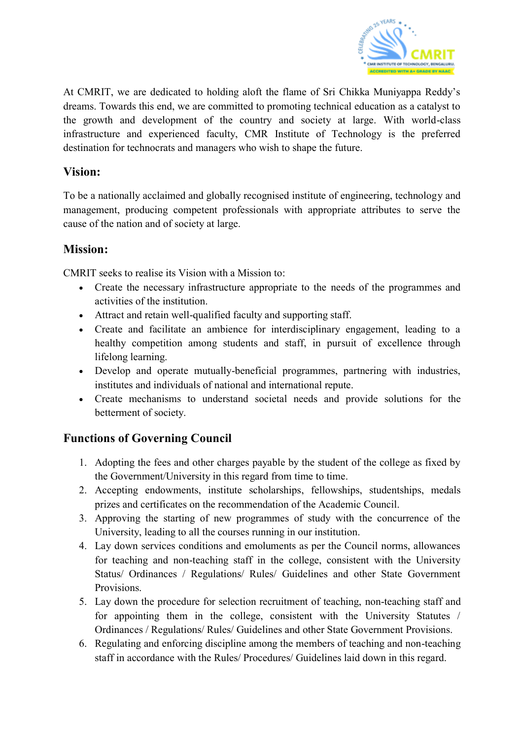At CMRIT, we are dedicated to holding aloft the flame of Sri Chikka Muniyappa Reddy's dreams. Towards this end, we are committed to promoting technical education as a catalyst to the growth and development of the country and society at large. With world-class infrastructure and experienced faculty, CMR Institute of Technology is the preferred destination for technocrats and managers who wish to shape the future.

## Vision:

To be a nationally acclaimed and globally recognised institute of engineering, technology and management, producing competent professionals with appropriate attributes to serve the cause of the nation and of society at large.

## Mission:

CMRIT seeks to realise its Vision with a Mission to:

- Create the necessary infrastructure appropriate to the needs of the programmes and activities of the institution.
- Attract and retain well-qualified faculty and supporting staff.
- Create and facilitate an ambience for interdisciplinary engagement, leading to a healthy competition among students and staff, in pursuit of excellence through lifelong learning.
- Develop and operate mutually-beneficial programmes, partnering with industries, institutes and individuals of national and international repute.
- Create mechanisms to understand societal needs and provide solutions for the betterment of society.

## Functions of Governing Council

1. Adopting the fees and other charges payable by the student of the college as fixed by the Government/University in this regard from time to time.
2. Accepting endowments, institute scholarships, fellowships, studentships, medals prizes and certificates on the recommendation of the Academic Council.
3. Approving the starting of new programmes of study with the concurrence of the University, leading to all the courses running in our institution.
4. Lay down services conditions and emoluments as per the Council norms, allowances for teaching and non-teaching staff in the college, consistent with the University Status/ Ordinances / Regulations/ Rules/ Guidelines and other State Government Provisions.
5. Lay down the procedure for selection recruitment of teaching, non-teaching staff and for appointing them in the college, consistent with the University Statutes / Ordinances / Regulations/ Rules/ Guidelines and other State Government Provisions.
6. Regulating and enforcing discipline among the members of teaching and non-teaching staff in accordance with the Rules/ Procedures/ Guidelines laid down in this regard.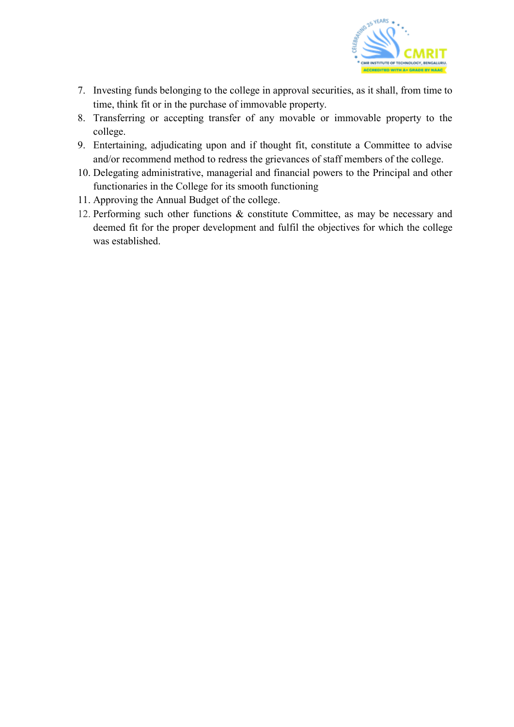7. Investing funds belonging to the college in approval securities, as it shall, from time to time, think fit or in the purchase of immovable property.
8. Transferring or accepting transfer of any movable or immovable property to the college.
9. Entertaining, adjudicating upon and if thought fit, constitute a Committee to advise and/or recommend method to redress the grievances of staff members of the college.
10. Delegating administrative, managerial and financial powers to the Principal and other functionaries in the College for its smooth functioning
11. Approving the Annual Budget of the college.
12. Performing such other functions & constitute Committee, as may be necessary and deemed fit for the proper development and fulfil the objectives for which the college was established.